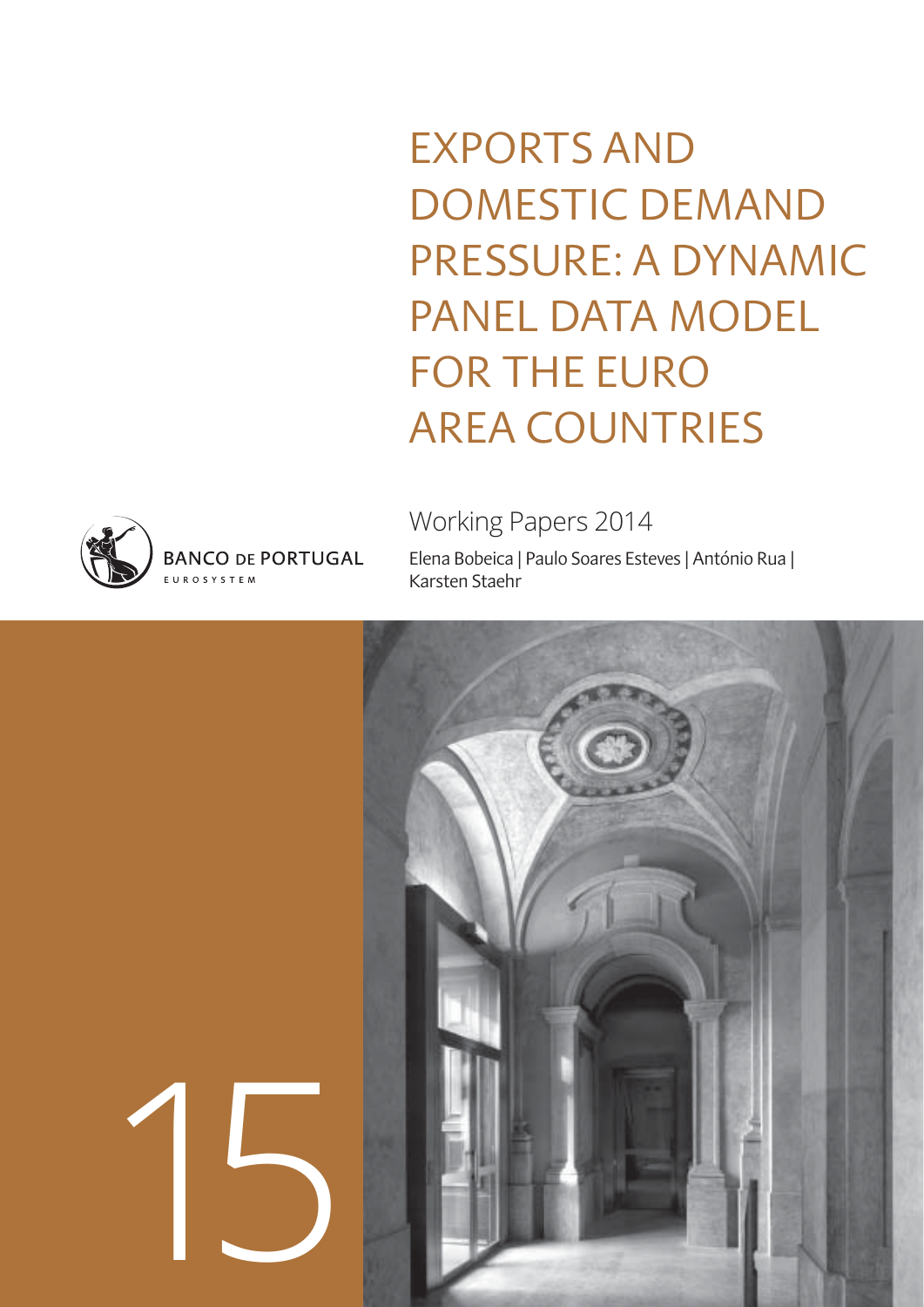# EXPORTS AND DOMESTIC DEMAND PRESSURE: A DYNAMIC PANEL DATA MODEL FOR THE EURO AREA COUNTRIES

BANCO DE PORTUGAL

EUROSYSTEM

Working Papers 2014

Elena Bobeica | Paulo Soares Esteves | António Rua | Karsten Staehr

15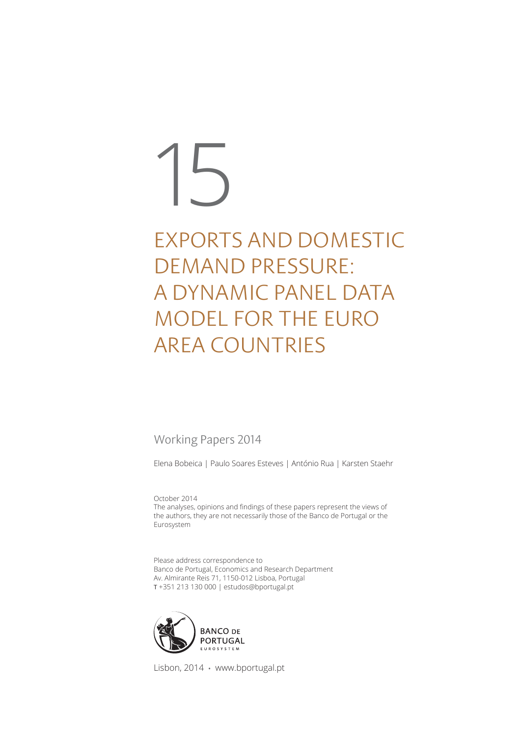# 15

# EXPORTS AND DOMESTIC DEMAND PRESSURE: A DYNAMIC PANEL DATA MODEL FOR THE EURO AREA COUNTRIES

Working Papers 2014

Elena Bobeica | Paulo Soares Esteves | António Rua | Karsten Staehr

October 2014

The analyses, opinions and findings of these papers represent the views of the authors, they are not necessarily those of the Banco de Portugal or the Eurosystem

Please address correspondence to
Banco de Portugal, Economics and Research Department
Av. Almirante Reis 71, 1150-012 Lisboa, Portugal
T +351 213 130 000 | estudos@bportugal.pt

BANCO DE PORTUGAL
EUROSYSTEM

Lisbon, 2014 • www.bportugal.pt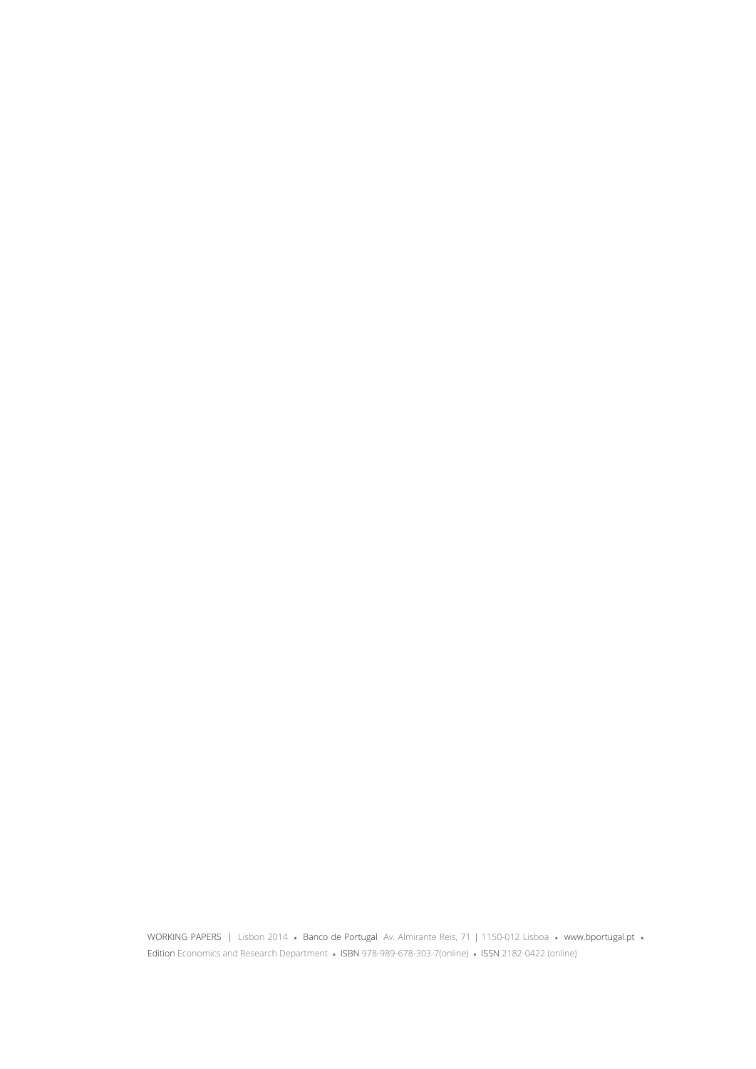WORKING PAPERS | Lisbon 2014 • Banco de Portugal Av. Almirante Reis, 71 | 1150-012 Lisboa • www.bportugal.pt • Edition Economics and Research Department • ISBN 978-989-678-303-7(online) • ISSN 2182-0422 (online)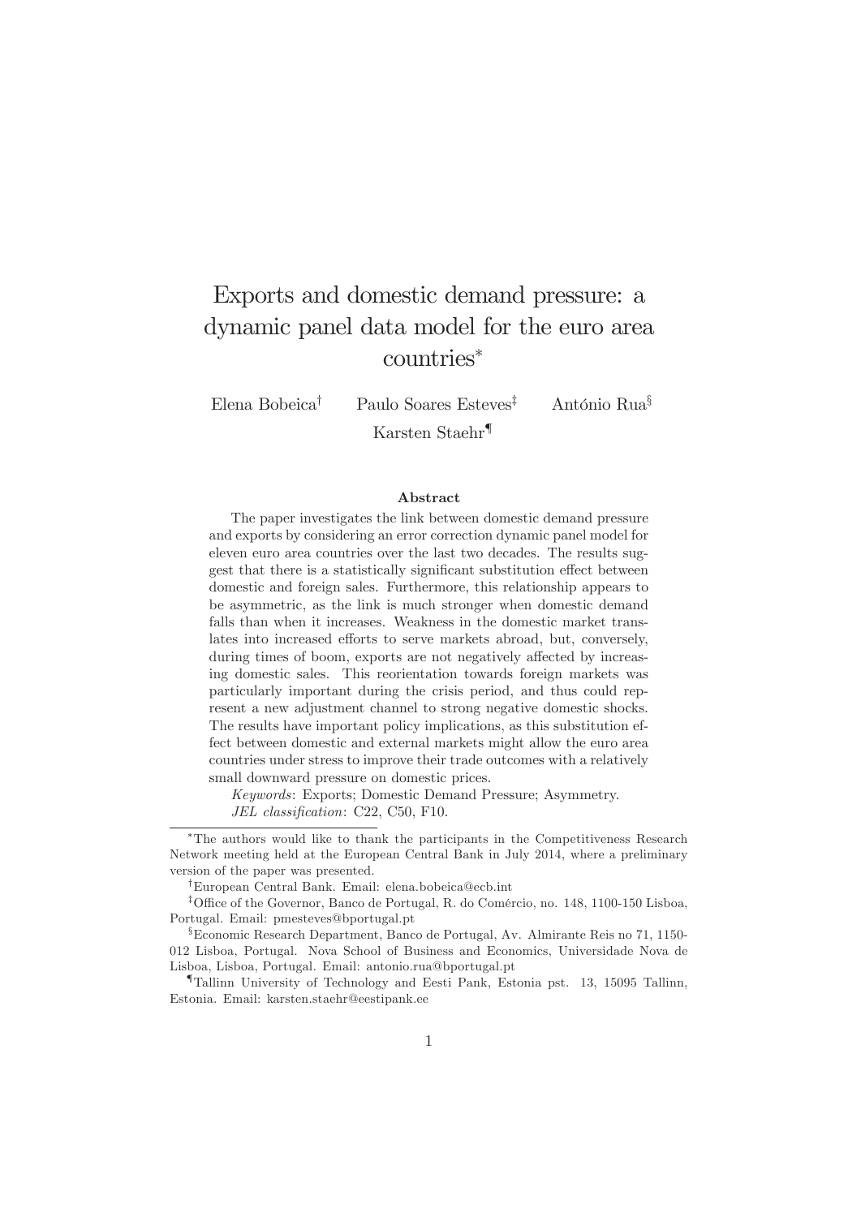# Exports and domestic demand pressure: a dynamic panel data model for the euro area countries*

Elena Bobeica[†] Paulo Soares Esteves[‡] António Rua[§] Karsten Staehr[¶]

### Abstract

The paper investigates the link between domestic demand pressure and exports by considering an error correction dynamic panel model for eleven euro area countries over the last two decades. The results suggest that there is a statistically significant substitution effect between domestic and foreign sales. Furthermore, this relationship appears to be asymmetric, as the link is much stronger when domestic demand falls than when it increases. Weakness in the domestic market translates into increased efforts to serve markets abroad, but, conversely, during times of boom, exports are not negatively affected by increasing domestic sales. This reorientation towards foreign markets was particularly important during the crisis period, and thus could represent a new adjustment channel to strong negative domestic shocks. The results have important policy implications, as this substitution effect between domestic and external markets might allow the euro area countries under stress to improve their trade outcomes with a relatively small downward pressure on domestic prices.

*Keywords*: Exports; Domestic Demand Pressure; Asymmetry.

*JEL classification*: C22, C50, F10.

---

*The authors would like to thank the participants in the Competitiveness Research Network meeting held at the European Central Bank in July 2014, where a preliminary version of the paper was presented.

[†]European Central Bank. Email: elena.bobeica@ecb.int

[‡]Office of the Governor, Banco de Portugal, R. do Comércio, no. 148, 1100-150 Lisboa, Portugal. Email: pmesteves@bportugal.pt

[§]Economic Research Department, Banco de Portugal, Av. Almirante Reis no 71, 1150-012 Lisboa, Portugal. Nova School of Business and Economics, Universidade Nova de Lisboa, Lisboa, Portugal. Email: antonio.rua@bportugal.pt

[¶]Tallinn University of Technology and Eesti Pank, Estonia pst. 13, 15095 Tallinn, Estonia. Email: karsten.staehr@eestipank.ee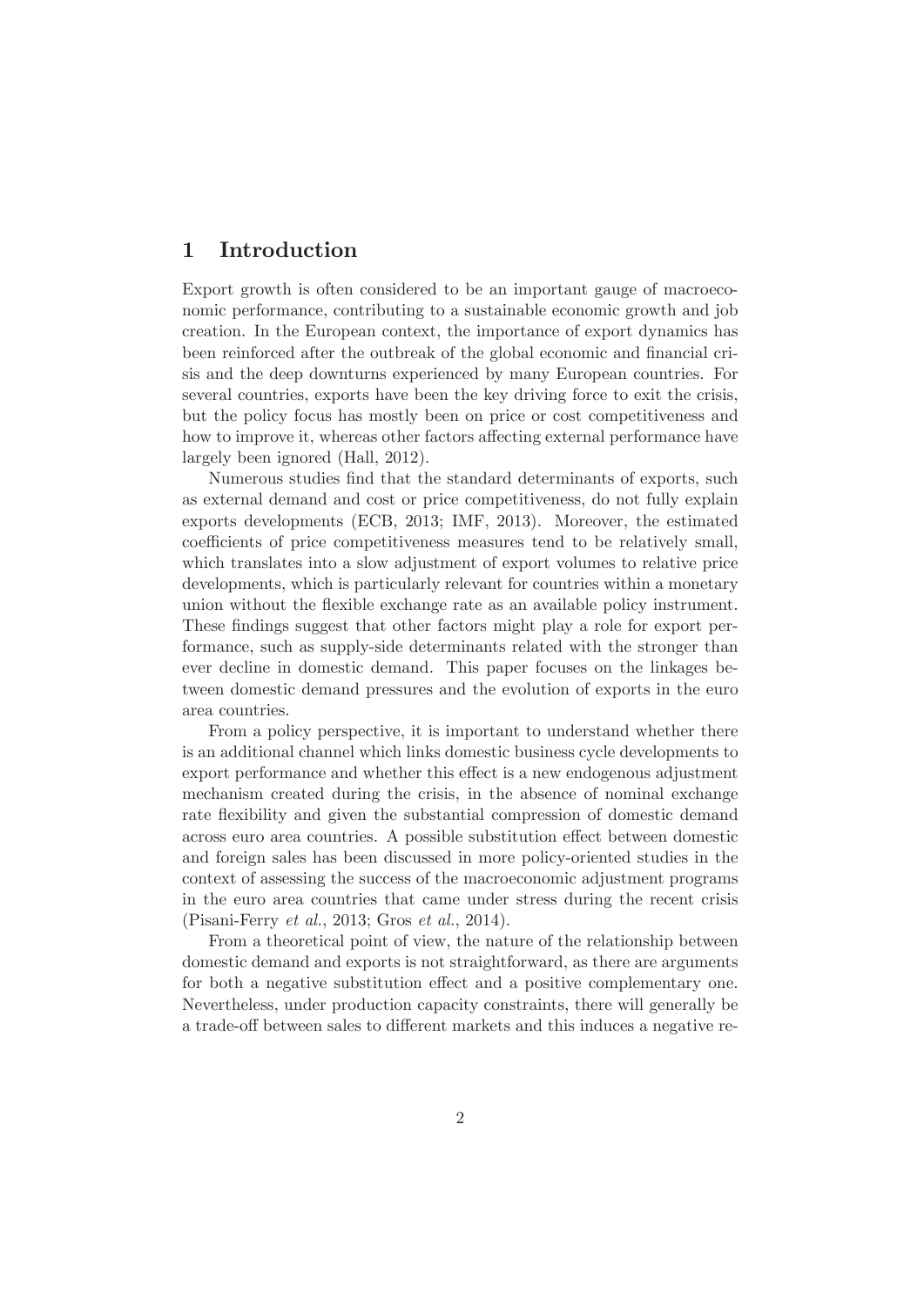# 1 Introduction

Export growth is often considered to be an important gauge of macroeconomic performance, contributing to a sustainable economic growth and job creation. In the European context, the importance of export dynamics has been reinforced after the outbreak of the global economic and financial crisis and the deep downturns experienced by many European countries. For several countries, exports have been the key driving force to exit the crisis, but the policy focus has mostly been on price or cost competitiveness and how to improve it, whereas other factors affecting external performance have largely been ignored (Hall, 2012).

Numerous studies find that the standard determinants of exports, such as external demand and cost or price competitiveness, do not fully explain exports developments (ECB, 2013; IMF, 2013). Moreover, the estimated coefficients of price competitiveness measures tend to be relatively small, which translates into a slow adjustment of export volumes to relative price developments, which is particularly relevant for countries within a monetary union without the flexible exchange rate as an available policy instrument. These findings suggest that other factors might play a role for export performance, such as supply-side determinants related with the stronger than ever decline in domestic demand. This paper focuses on the linkages between domestic demand pressures and the evolution of exports in the euro area countries.

From a policy perspective, it is important to understand whether there is an additional channel which links domestic business cycle developments to export performance and whether this effect is a new endogenous adjustment mechanism created during the crisis, in the absence of nominal exchange rate flexibility and given the substantial compression of domestic demand across euro area countries. A possible substitution effect between domestic and foreign sales has been discussed in more policy-oriented studies in the context of assessing the success of the macroeconomic adjustment programs in the euro area countries that came under stress during the recent crisis (Pisani-Ferry *et al.*, 2013; Gros *et al.*, 2014).

From a theoretical point of view, the nature of the relationship between domestic demand and exports is not straightforward, as there are arguments for both a negative substitution effect and a positive complementary one. Nevertheless, under production capacity constraints, there will generally be a trade-off between sales to different markets and this induces a negative re-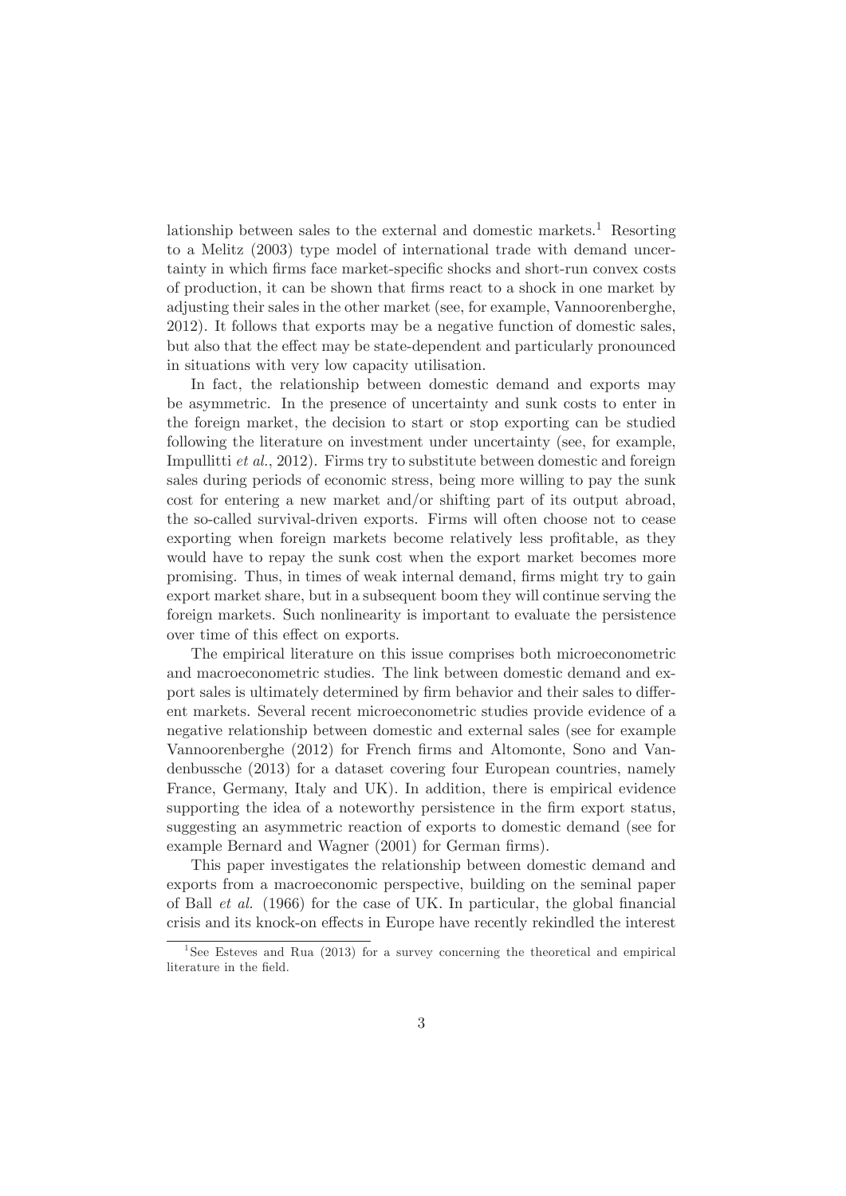lationship between sales to the external and domestic markets.[1] Resorting to a Melitz (2003) type model of international trade with demand uncertainty in which firms face market-specific shocks and short-run convex costs of production, it can be shown that firms react to a shock in one market by adjusting their sales in the other market (see, for example, Vannoorenberghe, 2012). It follows that exports may be a negative function of domestic sales, but also that the effect may be state-dependent and particularly pronounced in situations with very low capacity utilisation.

In fact, the relationship between domestic demand and exports may be asymmetric. In the presence of uncertainty and sunk costs to enter in the foreign market, the decision to start or stop exporting can be studied following the literature on investment under uncertainty (see, for example, Impullitti *et al.*, 2012). Firms try to substitute between domestic and foreign sales during periods of economic stress, being more willing to pay the sunk cost for entering a new market and/or shifting part of its output abroad, the so-called survival-driven exports. Firms will often choose not to cease exporting when foreign markets become relatively less profitable, as they would have to repay the sunk cost when the export market becomes more promising. Thus, in times of weak internal demand, firms might try to gain export market share, but in a subsequent boom they will continue serving the foreign markets. Such nonlinearity is important to evaluate the persistence over time of this effect on exports.

The empirical literature on this issue comprises both microeconometric and macroeconometric studies. The link between domestic demand and export sales is ultimately determined by firm behavior and their sales to different markets. Several recent microeconometric studies provide evidence of a negative relationship between domestic and external sales (see for example Vannoorenberghe (2012) for French firms and Altomonte, Sono and Vandenbussche (2013) for a dataset covering four European countries, namely France, Germany, Italy and UK). In addition, there is empirical evidence supporting the idea of a noteworthy persistence in the firm export status, suggesting an asymmetric reaction of exports to domestic demand (see for example Bernard and Wagner (2001) for German firms).

This paper investigates the relationship between domestic demand and exports from a macroeconomic perspective, building on the seminal paper of Ball *et al.* (1966) for the case of UK. In particular, the global financial crisis and its knock-on effects in Europe have recently rekindled the interest

[1] See Esteves and Rua (2013) for a survey concerning the theoretical and empirical literature in the field.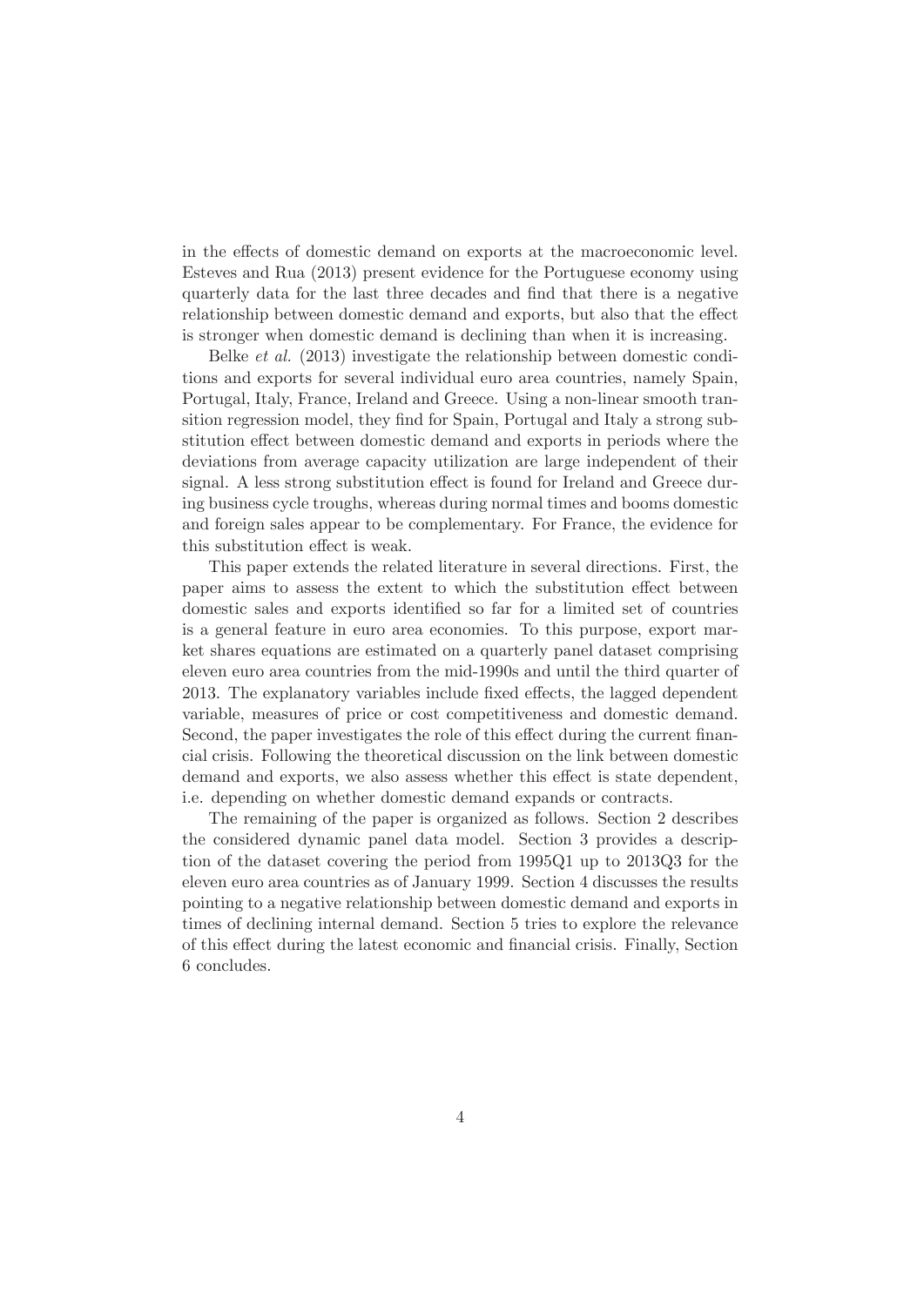in the effects of domestic demand on exports at the macroeconomic level. Esteves and Rua (2013) present evidence for the Portuguese economy using quarterly data for the last three decades and find that there is a negative relationship between domestic demand and exports, but also that the effect is stronger when domestic demand is declining than when it is increasing.

Belke *et al.* (2013) investigate the relationship between domestic conditions and exports for several individual euro area countries, namely Spain, Portugal, Italy, France, Ireland and Greece. Using a non-linear smooth transition regression model, they find for Spain, Portugal and Italy a strong substitution effect between domestic demand and exports in periods where the deviations from average capacity utilization are large independent of their signal. A less strong substitution effect is found for Ireland and Greece during business cycle troughs, whereas during normal times and booms domestic and foreign sales appear to be complementary. For France, the evidence for this substitution effect is weak.

This paper extends the related literature in several directions. First, the paper aims to assess the extent to which the substitution effect between domestic sales and exports identified so far for a limited set of countries is a general feature in euro area economies. To this purpose, export market shares equations are estimated on a quarterly panel dataset comprising eleven euro area countries from the mid-1990s and until the third quarter of 2013. The explanatory variables include fixed effects, the lagged dependent variable, measures of price or cost competitiveness and domestic demand. Second, the paper investigates the role of this effect during the current financial crisis. Following the theoretical discussion on the link between domestic demand and exports, we also assess whether this effect is state dependent, i.e. depending on whether domestic demand expands or contracts.

The remaining of the paper is organized as follows. Section 2 describes the considered dynamic panel data model. Section 3 provides a description of the dataset covering the period from 1995Q1 up to 2013Q3 for the eleven euro area countries as of January 1999. Section 4 discusses the results pointing to a negative relationship between domestic demand and exports in times of declining internal demand. Section 5 tries to explore the relevance of this effect during the latest economic and financial crisis. Finally, Section 6 concludes.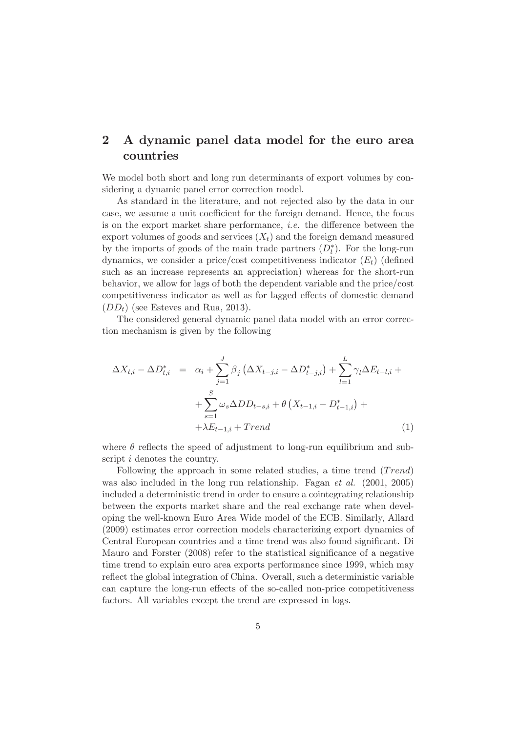## 2 A dynamic panel data model for the euro area countries

We model both short and long run determinants of export volumes by considering a dynamic panel error correction model.

As standard in the literature, and not rejected also by the data in our case, we assume a unit coefficient for the foreign demand. Hence, the focus is on the export market share performance, *i.e.* the difference between the export volumes of goods and services ($X_t$) and the foreign demand measured by the imports of goods of the main trade partners ($D_t^*$). For the long-run dynamics, we consider a price/cost competitiveness indicator ($E_t$) (defined such as an increase represents an appreciation) whereas for the short-run behavior, we allow for lags of both the dependent variable and the price/cost competitiveness indicator as well as for lagged effects of domestic demand ($DD_t$) (see Esteves and Rua, 2013).

The considered general dynamic panel data model with an error correction mechanism is given by the following

$$
\begin{aligned}
\Delta X_{t,i} - \Delta D_{t,i}^* \quad = \quad & \alpha_i + \sum_{j=1}^{J} \beta_j \left( \Delta X_{t-j,i} - \Delta D_{t-j,i}^* \right) + \sum_{l=1}^{L} \gamma_l \Delta E_{t-l,i} + \\
& + \sum_{s=1}^{S} \omega_s \Delta DD_{t-s,i} + \theta \left( X_{t-1,i} - D_{t-1,i}^* \right) + \\
& + \lambda E_{t-1,i} + Trend
\end{aligned}
\tag{1}
$$

where $\theta$ reflects the speed of adjustment to long-run equilibrium and subscript $i$ denotes the country.

Following the approach in some related studies, a time trend ($Trend$) was also included in the long run relationship. Fagan *et al.* (2001, 2005) included a deterministic trend in order to ensure a cointegrating relationship between the exports market share and the real exchange rate when developing the well-known Euro Area Wide model of the ECB. Similarly, Allard (2009) estimates error correction models characterizing export dynamics of Central European countries and a time trend was also found significant. Di Mauro and Forster (2008) refer to the statistical significance of a negative time trend to explain euro area exports performance since 1999, which may reflect the global integration of China. Overall, such a deterministic variable can capture the long-run effects of the so-called non-price competitiveness factors. All variables except the trend are expressed in logs.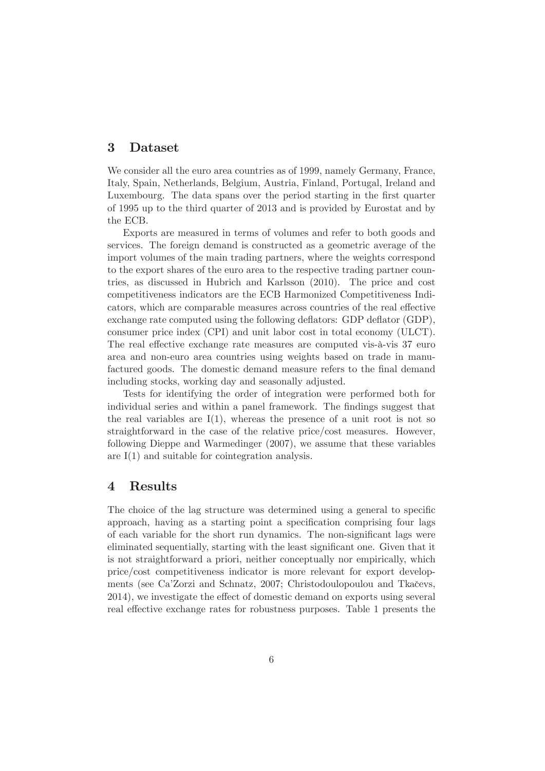## 3 Dataset

We consider all the euro area countries as of 1999, namely Germany, France, Italy, Spain, Netherlands, Belgium, Austria, Finland, Portugal, Ireland and Luxembourg. The data spans over the period starting in the first quarter of 1995 up to the third quarter of 2013 and is provided by Eurostat and by the ECB.

Exports are measured in terms of volumes and refer to both goods and services. The foreign demand is constructed as a geometric average of the import volumes of the main trading partners, where the weights correspond to the export shares of the euro area to the respective trading partner countries, as discussed in Hubrich and Karlsson (2010). The price and cost competitiveness indicators are the ECB Harmonized Competitiveness Indicators, which are comparable measures across countries of the real effective exchange rate computed using the following deflators: GDP deflator (GDP), consumer price index (CPI) and unit labor cost in total economy (ULCT). The real effective exchange rate measures are computed vis-à-vis 37 euro area and non-euro area countries using weights based on trade in manufactured goods. The domestic demand measure refers to the final demand including stocks, working day and seasonally adjusted.

Tests for identifying the order of integration were performed both for individual series and within a panel framework. The findings suggest that the real variables are I(1), whereas the presence of a unit root is not so straightforward in the case of the relative price/cost measures. However, following Dieppe and Warmedinger (2007), we assume that these variables are I(1) and suitable for cointegration analysis.

## 4 Results

The choice of the lag structure was determined using a general to specific approach, having as a starting point a specification comprising four lags of each variable for the short run dynamics. The non-significant lags were eliminated sequentially, starting with the least significant one. Given that it is not straightforward a priori, neither conceptually nor empirically, which price/cost competitiveness indicator is more relevant for export developments (see Ca'Zorzi and Schnatz, 2007; Christodoulopoulou and Tkačevs, 2014), we investigate the effect of domestic demand on exports using several real effective exchange rates for robustness purposes. Table 1 presents the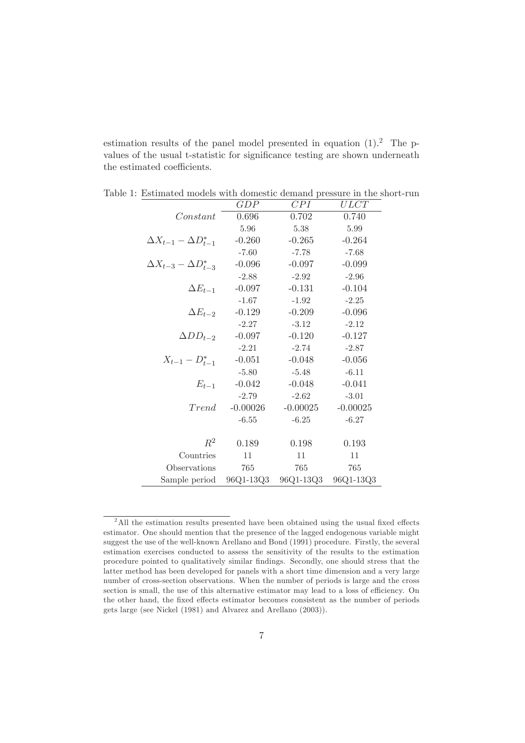estimation results of the panel model presented in equation (1).[2] The p-values of the usual t-statistic for significance testing are shown underneath the estimated coefficients.

Table 1: Estimated models with domestic demand pressure in the short-run

| | $GDP$ | $CPI$ | $ULCT$ |
|---|---|---|---|
| $Constant$ | 0.696 | 0.702 | 0.740 |
| | 5.96 | 5.38 | 5.99 |
| $\Delta X_{t-1} - \Delta D^*_{t-1}$ | -0.260 | -0.265 | -0.264 |
| | -7.60 | -7.78 | -7.68 |
| $\Delta X_{t-3} - \Delta D^*_{t-3}$ | -0.096 | -0.097 | -0.099 |
| | -2.88 | -2.92 | -2.96 |
| $\Delta E_{t-1}$ | -0.097 | -0.131 | -0.104 |
| | -1.67 | -1.92 | -2.25 |
| $\Delta E_{t-2}$ | -0.129 | -0.209 | -0.096 |
| | -2.27 | -3.12 | -2.12 |
| $\Delta DD_{t-2}$ | -0.097 | -0.120 | -0.127 |
| | -2.21 | -2.74 | -2.87 |
| $X_{t-1} - D^*_{t-1}$ | -0.051 | -0.048 | -0.056 |
| | -5.80 | -5.48 | -6.11 |
| $E_{t-1}$ | -0.042 | -0.048 | -0.041 |
| | -2.79 | -2.62 | -3.01 |
| $Trend$ | -0.00026 | -0.00025 | -0.00025 |
| | -6.55 | -6.25 | -6.27 |
| $R^2$ | 0.189 | 0.198 | 0.193 |
| Countries | 11 | 11 | 11 |
| Observations | 765 | 765 | 765 |
| Sample period | 96Q1-13Q3 | 96Q1-13Q3 | 96Q1-13Q3 |

[2] All the estimation results presented have been obtained using the usual fixed effects estimator. One should mention that the presence of the lagged endogenous variable might suggest the use of the well-known Arellano and Bond (1991) procedure. Firstly, the several estimation exercises conducted to assess the sensitivity of the results to the estimation procedure pointed to qualitatively similar findings. Secondly, one should stress that the latter method has been developed for panels with a short time dimension and a very large number of cross-section observations. When the number of periods is large and the cross section is small, the use of this alternative estimator may lead to a loss of efficiency. On the other hand, the fixed effects estimator becomes consistent as the number of periods gets large (see Nickel (1981) and Alvarez and Arellano (2003)).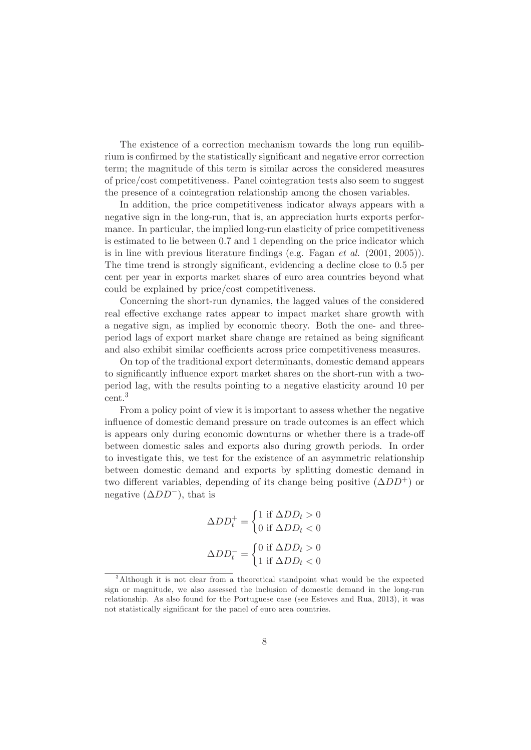The existence of a correction mechanism towards the long run equilibrium is confirmed by the statistically significant and negative error correction term; the magnitude of this term is similar across the considered measures of price/cost competitiveness. Panel cointegration tests also seem to suggest the presence of a cointegration relationship among the chosen variables.

In addition, the price competitiveness indicator always appears with a negative sign in the long-run, that is, an appreciation hurts exports performance. In particular, the implied long-run elasticity of price competitiveness is estimated to lie between 0.7 and 1 depending on the price indicator which is in line with previous literature findings (e.g. Fagan *et al.* (2001, 2005)). The time trend is strongly significant, evidencing a decline close to 0.5 per cent per year in exports market shares of euro area countries beyond what could be explained by price/cost competitiveness.

Concerning the short-run dynamics, the lagged values of the considered real effective exchange rates appear to impact market share growth with a negative sign, as implied by economic theory. Both the one- and three-period lags of export market share change are retained as being significant and also exhibit similar coefficients across price competitiveness measures.

On top of the traditional export determinants, domestic demand appears to significantly influence export market shares on the short-run with a two-period lag, with the results pointing to a negative elasticity around 10 per cent.[3]

From a policy point of view it is important to assess whether the negative influence of domestic demand pressure on trade outcomes is an effect which is appears only during economic downturns or whether there is a trade-off between domestic sales and exports also during growth periods. In order to investigate this, we test for the existence of an asymmetric relationship between domestic demand and exports by splitting domestic demand in two different variables, depending of its change being positive ($\Delta DD^{+}$) or negative ($\Delta DD^{-}$), that is

$$\Delta DD_t^{+} = \begin{cases} 1 \text{ if } \Delta DD_t > 0 \\ 0 \text{ if } \Delta DD_t < 0 \end{cases}$$

$$\Delta DD_t^{-} = \begin{cases} 0 \text{ if } \Delta DD_t > 0 \\ 1 \text{ if } \Delta DD_t < 0 \end{cases}$$

[3] Although it is not clear from a theoretical standpoint what would be the expected sign or magnitude, we also assessed the inclusion of domestic demand in the long-run relationship. As also found for the Portuguese case (see Esteves and Rua, 2013), it was not statistically significant for the panel of euro area countries.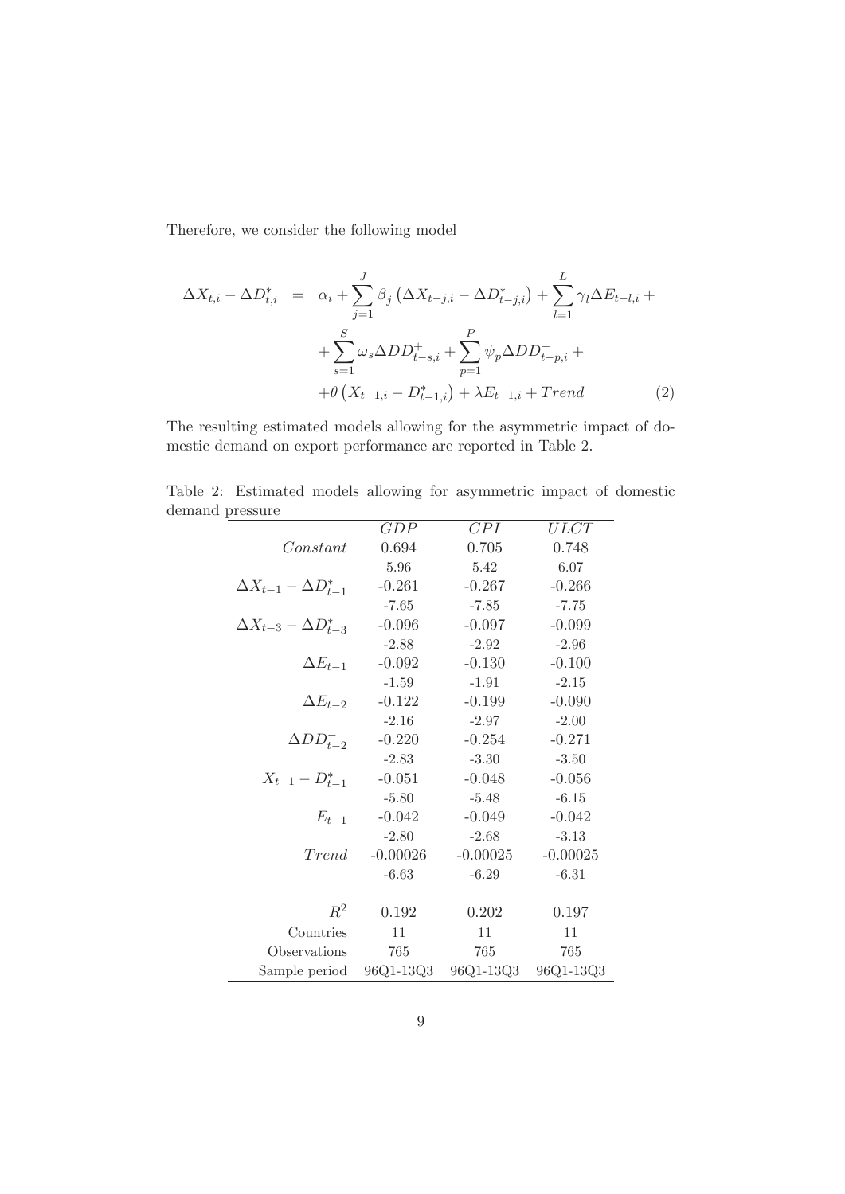Therefore, we consider the following model

$$
\begin{aligned}
\Delta X_{t,i} - \Delta D^*_{t,i} &= \alpha_i + \sum_{j=1}^{J} \beta_j \left(\Delta X_{t-j,i} - \Delta D^*_{t-j,i}\right) + \sum_{l=1}^{L} \gamma_l \Delta E_{t-l,i} + \\
&\quad + \sum_{s=1}^{S} \omega_s \Delta DD^+_{t-s,i} + \sum_{p=1}^{P} \psi_p \Delta DD^-_{t-p,i} + \\
&\quad + \theta \left(X_{t-1,i} - D^*_{t-1,i}\right) + \lambda E_{t-1,i} + Trend \qquad (2)
\end{aligned}
$$

The resulting estimated models allowing for the asymmetric impact of domestic demand on export performance are reported in Table 2.

Table 2: Estimated models allowing for asymmetric impact of domestic demand pressure

| | $GDP$ | $CPI$ | $ULCT$ |
|---|---|---|---|
| $Constant$ | 0.694 | 0.705 | 0.748 |
| | 5.96 | 5.42 | 6.07 |
| $\Delta X_{t-1} - \Delta D^*_{t-1}$ | -0.261 | -0.267 | -0.266 |
| | -7.65 | -7.85 | -7.75 |
| $\Delta X_{t-3} - \Delta D^*_{t-3}$ | -0.096 | -0.097 | -0.099 |
| | -2.88 | -2.92 | -2.96 |
| $\Delta E_{t-1}$ | -0.092 | -0.130 | -0.100 |
| | -1.59 | -1.91 | -2.15 |
| $\Delta E_{t-2}$ | -0.122 | -0.199 | -0.090 |
| | -2.16 | -2.97 | -2.00 |
| $\Delta DD^-_{t-2}$ | -0.220 | -0.254 | -0.271 |
| | -2.83 | -3.30 | -3.50 |
| $X_{t-1} - D^*_{t-1}$ | -0.051 | -0.048 | -0.056 |
| | -5.80 | -5.48 | -6.15 |
| $E_{t-1}$ | -0.042 | -0.049 | -0.042 |
| | -2.80 | -2.68 | -3.13 |
| $Trend$ | -0.00026 | -0.00025 | -0.00025 |
| | -6.63 | -6.29 | -6.31 |
| $R^2$ | 0.192 | 0.202 | 0.197 |
| Countries | 11 | 11 | 11 |
| Observations | 765 | 765 | 765 |
| Sample period | 96Q1-13Q3 | 96Q1-13Q3 | 96Q1-13Q3 |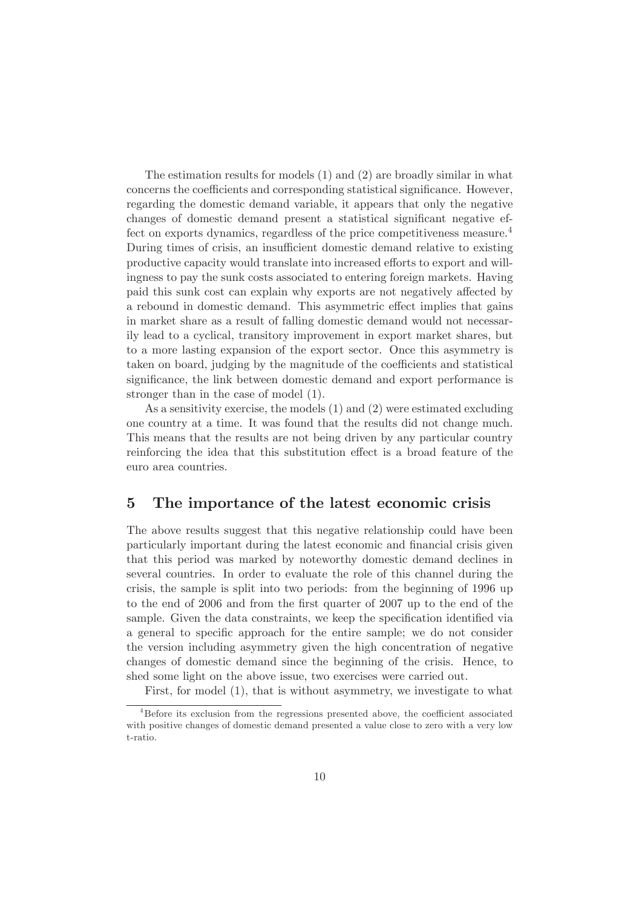The estimation results for models (1) and (2) are broadly similar in what concerns the coefficients and corresponding statistical significance. However, regarding the domestic demand variable, it appears that only the negative changes of domestic demand present a statistical significant negative effect on exports dynamics, regardless of the price competitiveness measure.[4] During times of crisis, an insufficient domestic demand relative to existing productive capacity would translate into increased efforts to export and willingness to pay the sunk costs associated to entering foreign markets. Having paid this sunk cost can explain why exports are not negatively affected by a rebound in domestic demand. This asymmetric effect implies that gains in market share as a result of falling domestic demand would not necessarily lead to a cyclical, transitory improvement in export market shares, but to a more lasting expansion of the export sector. Once this asymmetry is taken on board, judging by the magnitude of the coefficients and statistical significance, the link between domestic demand and export performance is stronger than in the case of model (1).

As a sensitivity exercise, the models (1) and (2) were estimated excluding one country at a time. It was found that the results did not change much. This means that the results are not being driven by any particular country reinforcing the idea that this substitution effect is a broad feature of the euro area countries.

## 5 The importance of the latest economic crisis

The above results suggest that this negative relationship could have been particularly important during the latest economic and financial crisis given that this period was marked by noteworthy domestic demand declines in several countries. In order to evaluate the role of this channel during the crisis, the sample is split into two periods: from the beginning of 1996 up to the end of 2006 and from the first quarter of 2007 up to the end of the sample. Given the data constraints, we keep the specification identified via a general to specific approach for the entire sample; we do not consider the version including asymmetry given the high concentration of negative changes of domestic demand since the beginning of the crisis. Hence, to shed some light on the above issue, two exercises were carried out.

First, for model (1), that is without asymmetry, we investigate to what

[4] Before its exclusion from the regressions presented above, the coefficient associated with positive changes of domestic demand presented a value close to zero with a very low t-ratio.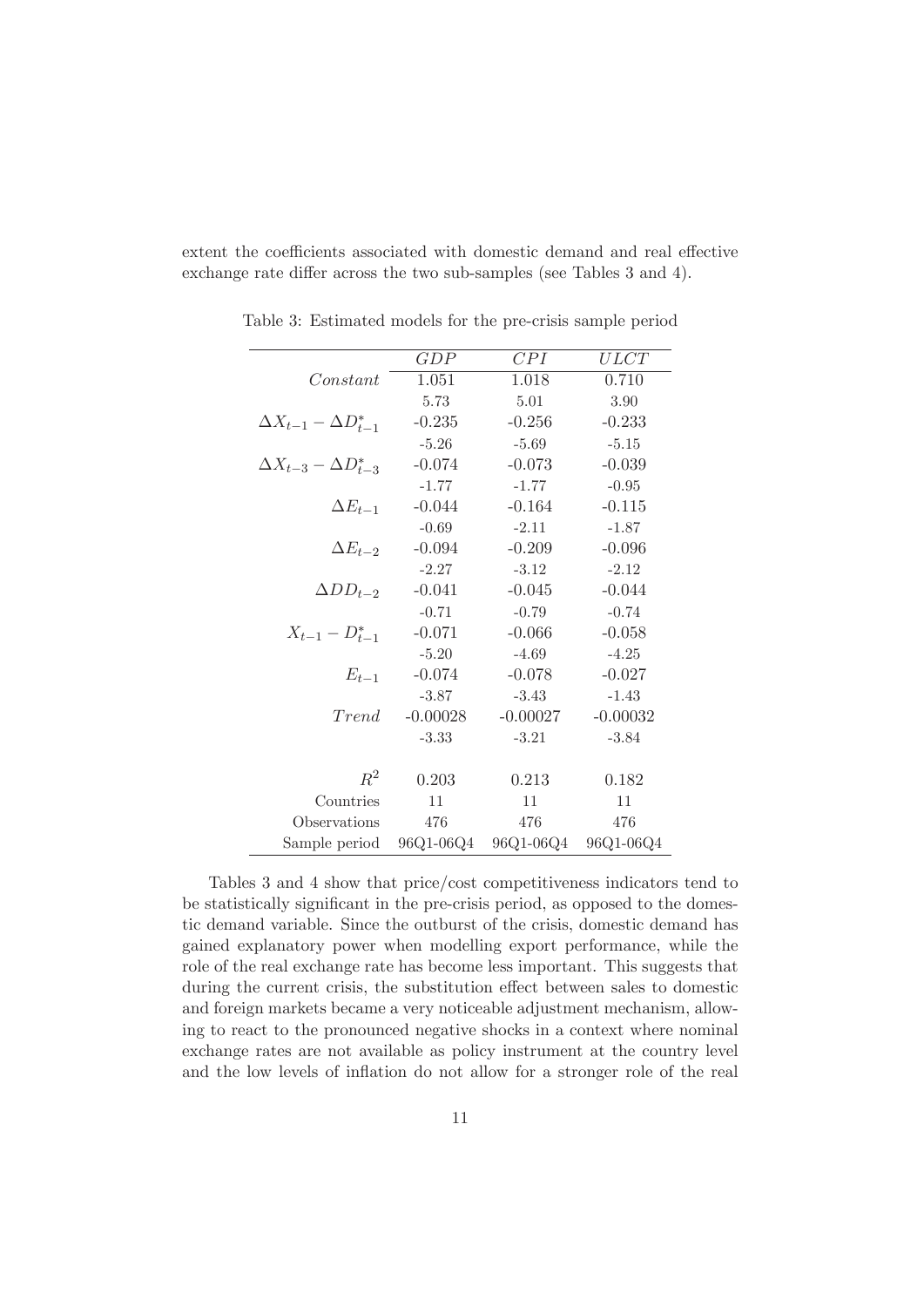extent the coefficients associated with domestic demand and real effective exchange rate differ across the two sub-samples (see Tables 3 and 4).

Table 3: Estimated models for the pre-crisis sample period

| | $GDP$ | $CPI$ | $ULCT$ |
|---|---|---|---|
| $Constant$ | 1.051 | 1.018 | 0.710 |
| | 5.73 | 5.01 | 3.90 |
| $\Delta X_{t-1} - \Delta D^*_{t-1}$ | -0.235 | -0.256 | -0.233 |
| | -5.26 | -5.69 | -5.15 |
| $\Delta X_{t-3} - \Delta D^*_{t-3}$ | -0.074 | -0.073 | -0.039 |
| | -1.77 | -1.77 | -0.95 |
| $\Delta E_{t-1}$ | -0.044 | -0.164 | -0.115 |
| | -0.69 | -2.11 | -1.87 |
| $\Delta E_{t-2}$ | -0.094 | -0.209 | -0.096 |
| | -2.27 | -3.12 | -2.12 |
| $\Delta DD_{t-2}$ | -0.041 | -0.045 | -0.044 |
| | -0.71 | -0.79 | -0.74 |
| $X_{t-1} - D^*_{t-1}$ | -0.071 | -0.066 | -0.058 |
| | -5.20 | -4.69 | -4.25 |
| $E_{t-1}$ | -0.074 | -0.078 | -0.027 |
| | -3.87 | -3.43 | -1.43 |
| $Trend$ | -0.00028 | -0.00027 | -0.00032 |
| | -3.33 | -3.21 | -3.84 |
| $R^2$ | 0.203 | 0.213 | 0.182 |
| Countries | 11 | 11 | 11 |
| Observations | 476 | 476 | 476 |
| Sample period | 96Q1-06Q4 | 96Q1-06Q4 | 96Q1-06Q4 |

Tables 3 and 4 show that price/cost competitiveness indicators tend to be statistically significant in the pre-crisis period, as opposed to the domestic demand variable. Since the outburst of the crisis, domestic demand has gained explanatory power when modelling export performance, while the role of the real exchange rate has become less important. This suggests that during the current crisis, the substitution effect between sales to domestic and foreign markets became a very noticeable adjustment mechanism, allowing to react to the pronounced negative shocks in a context where nominal exchange rates are not available as policy instrument at the country level and the low levels of inflation do not allow for a stronger role of the real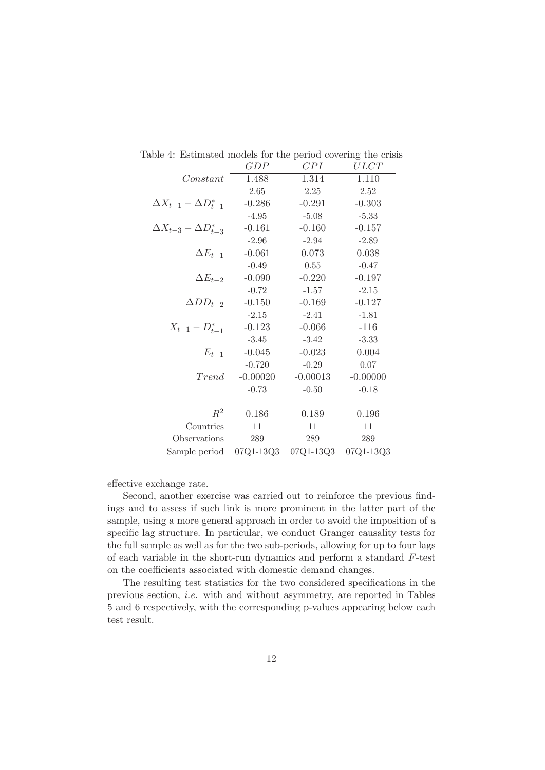Table 4: Estimated models for the period covering the crisis

| | $GDP$ | $CPI$ | $ULCT$ |
|---|---|---|---|
| $Constant$ | 1.488 | 1.314 | 1.110 |
| | 2.65 | 2.25 | 2.52 |
| $\Delta X_{t-1} - \Delta D^*_{t-1}$ | -0.286 | -0.291 | -0.303 |
| | -4.95 | -5.08 | -5.33 |
| $\Delta X_{t-3} - \Delta D^*_{t-3}$ | -0.161 | -0.160 | -0.157 |
| | -2.96 | -2.94 | -2.89 |
| $\Delta E_{t-1}$ | -0.061 | 0.073 | 0.038 |
| | -0.49 | 0.55 | -0.47 |
| $\Delta E_{t-2}$ | -0.090 | -0.220 | -0.197 |
| | -0.72 | -1.57 | -2.15 |
| $\Delta DD_{t-2}$ | -0.150 | -0.169 | -0.127 |
| | -2.15 | -2.41 | -1.81 |
| $X_{t-1} - D^*_{t-1}$ | -0.123 | -0.066 | -116 |
| | -3.45 | -3.42 | -3.33 |
| $E_{t-1}$ | -0.045 | -0.023 | 0.004 |
| | -0.720 | -0.29 | 0.07 |
| $Trend$ | -0.00020 | -0.00013 | -0.00000 |
| | -0.73 | -0.50 | -0.18 |
| $R^2$ | 0.186 | 0.189 | 0.196 |
| Countries | 11 | 11 | 11 |
| Observations | 289 | 289 | 289 |
| Sample period | 07Q1-13Q3 | 07Q1-13Q3 | 07Q1-13Q3 |

effective exchange rate.

Second, another exercise was carried out to reinforce the previous findings and to assess if such link is more prominent in the latter part of the sample, using a more general approach in order to avoid the imposition of a specific lag structure. In particular, we conduct Granger causality tests for the full sample as well as for the two sub-periods, allowing for up to four lags of each variable in the short-run dynamics and perform a standard $F$-test on the coefficients associated with domestic demand changes.

The resulting test statistics for the two considered specifications in the previous section, *i.e.* with and without asymmetry, are reported in Tables 5 and 6 respectively, with the corresponding p-values appearing below each test result.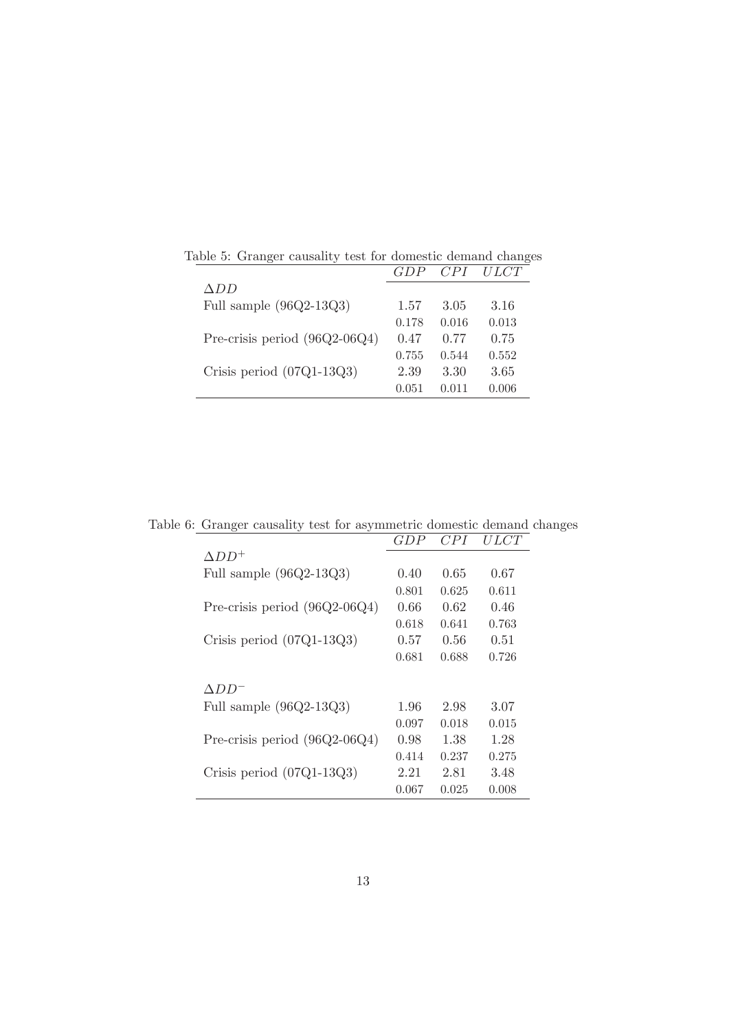Table 5: Granger causality test for domestic demand changes

| | $GDP$ | $CPI$ | $ULCT$ |
|---|---|---|---|
| $\Delta DD$ | | | |
| Full sample (96Q2-13Q3) | 1.57 | 3.05 | 3.16 |
| | 0.178 | 0.016 | 0.013 |
| Pre-crisis period (96Q2-06Q4) | 0.47 | 0.77 | 0.75 |
| | 0.755 | 0.544 | 0.552 |
| Crisis period (07Q1-13Q3) | 2.39 | 3.30 | 3.65 |
| | 0.051 | 0.011 | 0.006 |

Table 6: Granger causality test for asymmetric domestic demand changes

| | $GDP$ | $CPI$ | $ULCT$ |
|---|---|---|---|
| $\Delta DD^{+}$ | | | |
| Full sample (96Q2-13Q3) | 0.40 | 0.65 | 0.67 |
| | 0.801 | 0.625 | 0.611 |
| Pre-crisis period (96Q2-06Q4) | 0.66 | 0.62 | 0.46 |
| | 0.618 | 0.641 | 0.763 |
| Crisis period (07Q1-13Q3) | 0.57 | 0.56 | 0.51 |
| | 0.681 | 0.688 | 0.726 |
| $\Delta DD^{-}$ | | | |
| Full sample (96Q2-13Q3) | 1.96 | 2.98 | 3.07 |
| | 0.097 | 0.018 | 0.015 |
| Pre-crisis period (96Q2-06Q4) | 0.98 | 1.38 | 1.28 |
| | 0.414 | 0.237 | 0.275 |
| Crisis period (07Q1-13Q3) | 2.21 | 2.81 | 3.48 |
| | 0.067 | 0.025 | 0.008 |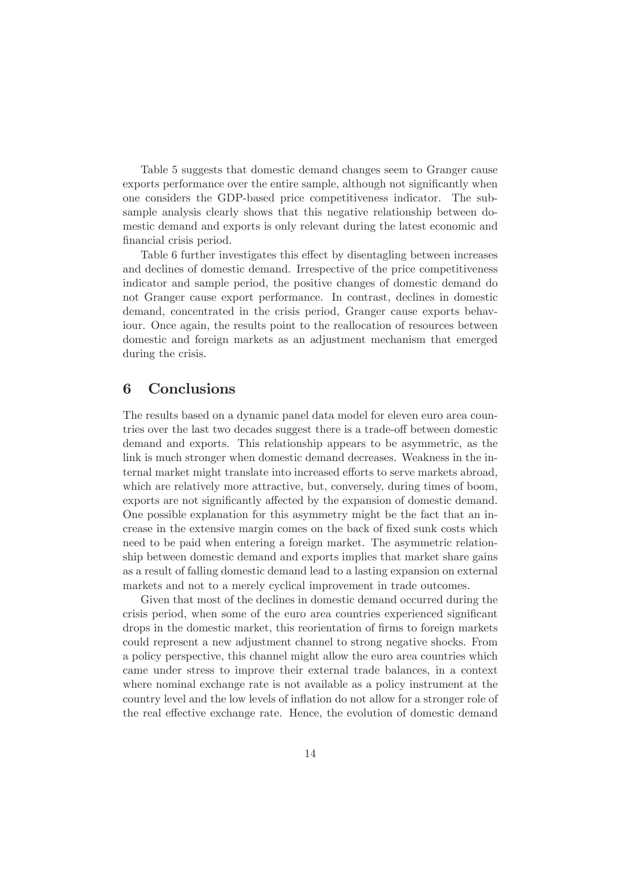Table 5 suggests that domestic demand changes seem to Granger cause exports performance over the entire sample, although not significantly when one considers the GDP-based price competitiveness indicator. The subsample analysis clearly shows that this negative relationship between domestic demand and exports is only relevant during the latest economic and financial crisis period.

Table 6 further investigates this effect by disentagling between increases and declines of domestic demand. Irrespective of the price competitiveness indicator and sample period, the positive changes of domestic demand do not Granger cause export performance. In contrast, declines in domestic demand, concentrated in the crisis period, Granger cause exports behaviour. Once again, the results point to the reallocation of resources between domestic and foreign markets as an adjustment mechanism that emerged during the crisis.

## 6 Conclusions

The results based on a dynamic panel data model for eleven euro area countries over the last two decades suggest there is a trade-off between domestic demand and exports. This relationship appears to be asymmetric, as the link is much stronger when domestic demand decreases. Weakness in the internal market might translate into increased efforts to serve markets abroad, which are relatively more attractive, but, conversely, during times of boom, exports are not significantly affected by the expansion of domestic demand. One possible explanation for this asymmetry might be the fact that an increase in the extensive margin comes on the back of fixed sunk costs which need to be paid when entering a foreign market. The asymmetric relationship between domestic demand and exports implies that market share gains as a result of falling domestic demand lead to a lasting expansion on external markets and not to a merely cyclical improvement in trade outcomes.

Given that most of the declines in domestic demand occurred during the crisis period, when some of the euro area countries experienced significant drops in the domestic market, this reorientation of firms to foreign markets could represent a new adjustment channel to strong negative shocks. From a policy perspective, this channel might allow the euro area countries which came under stress to improve their external trade balances, in a context where nominal exchange rate is not available as a policy instrument at the country level and the low levels of inflation do not allow for a stronger role of the real effective exchange rate. Hence, the evolution of domestic demand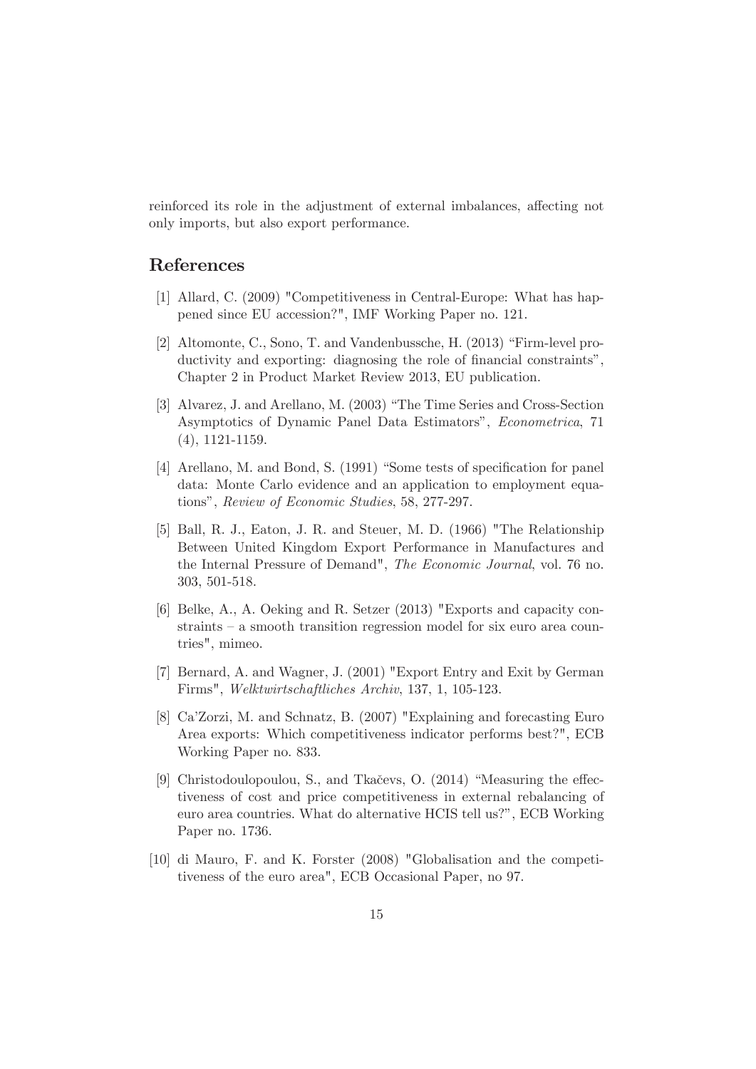reinforced its role in the adjustment of external imbalances, affecting not only imports, but also export performance.

## References

[1] Allard, C. (2009) "Competitiveness in Central-Europe: What has happened since EU accession?", IMF Working Paper no. 121.

[2] Altomonte, C., Sono, T. and Vandenbussche, H. (2013) "Firm-level productivity and exporting: diagnosing the role of financial constraints", Chapter 2 in Product Market Review 2013, EU publication.

[3] Alvarez, J. and Arellano, M. (2003) "The Time Series and Cross-Section Asymptotics of Dynamic Panel Data Estimators", *Econometrica*, 71 (4), 1121-1159.

[4] Arellano, M. and Bond, S. (1991) "Some tests of specification for panel data: Monte Carlo evidence and an application to employment equations", *Review of Economic Studies*, 58, 277-297.

[5] Ball, R. J., Eaton, J. R. and Steuer, M. D. (1966) "The Relationship Between United Kingdom Export Performance in Manufactures and the Internal Pressure of Demand", *The Economic Journal*, vol. 76 no. 303, 501-518.

[6] Belke, A., A. Oeking and R. Setzer (2013) "Exports and capacity constraints – a smooth transition regression model for six euro area countries", mimeo.

[7] Bernard, A. and Wagner, J. (2001) "Export Entry and Exit by German Firms", *Welktwirtschaftliches Archiv*, 137, 1, 105-123.

[8] Ca'Zorzi, M. and Schnatz, B. (2007) "Explaining and forecasting Euro Area exports: Which competitiveness indicator performs best?", ECB Working Paper no. 833.

[9] Christodoulopoulou, S., and Tkačevs, O. (2014) "Measuring the effectiveness of cost and price competitiveness in external rebalancing of euro area countries. What do alternative HCIS tell us?", ECB Working Paper no. 1736.

[10] di Mauro, F. and K. Forster (2008) "Globalisation and the competitiveness of the euro area", ECB Occasional Paper, no 97.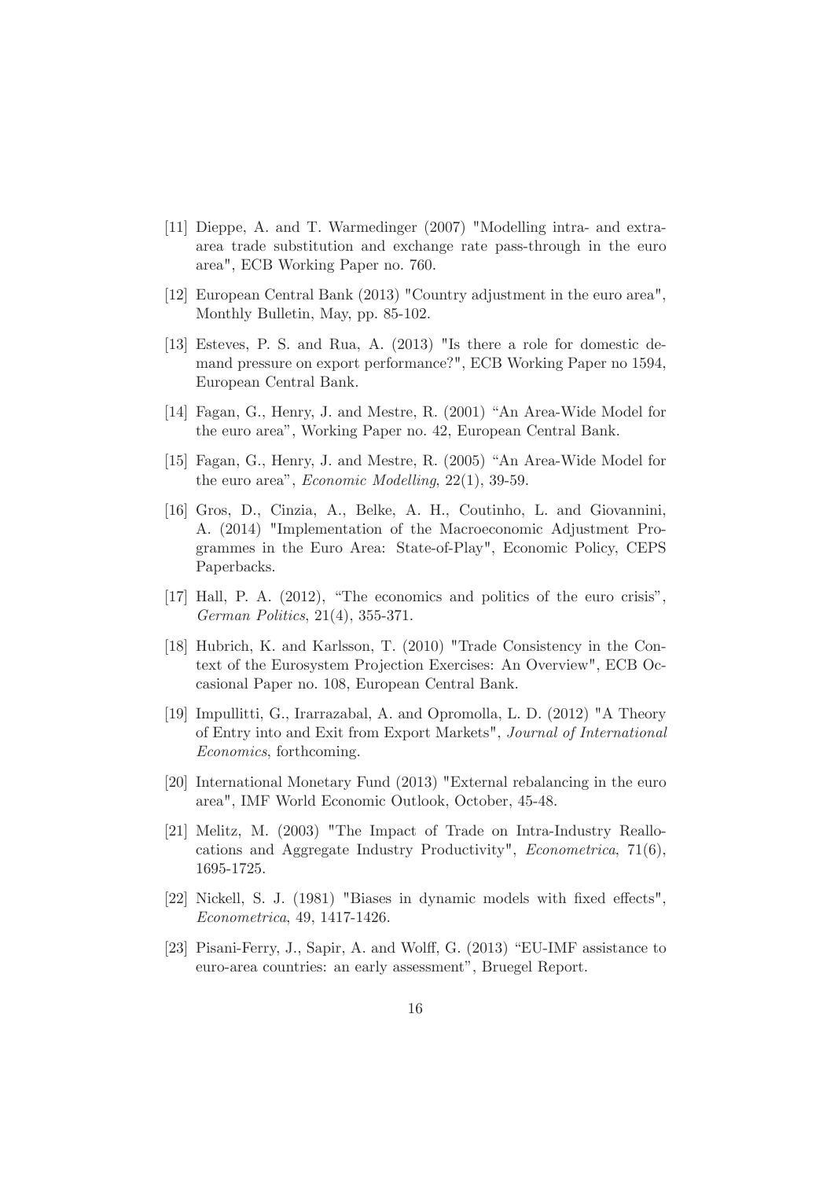[11] Dieppe, A. and T. Warmedinger (2007) "Modelling intra- and extra-area trade substitution and exchange rate pass-through in the euro area", ECB Working Paper no. 760.

[12] European Central Bank (2013) "Country adjustment in the euro area", Monthly Bulletin, May, pp. 85-102.

[13] Esteves, P. S. and Rua, A. (2013) "Is there a role for domestic demand pressure on export performance?", ECB Working Paper no 1594, European Central Bank.

[14] Fagan, G., Henry, J. and Mestre, R. (2001) "An Area-Wide Model for the euro area", Working Paper no. 42, European Central Bank.

[15] Fagan, G., Henry, J. and Mestre, R. (2005) "An Area-Wide Model for the euro area", *Economic Modelling*, 22(1), 39-59.

[16] Gros, D., Cinzia, A., Belke, A. H., Coutinho, L. and Giovannini, A. (2014) "Implementation of the Macroeconomic Adjustment Programmes in the Euro Area: State-of-Play", Economic Policy, CEPS Paperbacks.

[17] Hall, P. A. (2012), "The economics and politics of the euro crisis", *German Politics*, 21(4), 355-371.

[18] Hubrich, K. and Karlsson, T. (2010) "Trade Consistency in the Context of the Eurosystem Projection Exercises: An Overview", ECB Occasional Paper no. 108, European Central Bank.

[19] Impullitti, G., Irarrazabal, A. and Opromolla, L. D. (2012) "A Theory of Entry into and Exit from Export Markets", *Journal of International Economics*, forthcoming.

[20] International Monetary Fund (2013) "External rebalancing in the euro area", IMF World Economic Outlook, October, 45-48.

[21] Melitz, M. (2003) "The Impact of Trade on Intra-Industry Reallocations and Aggregate Industry Productivity", *Econometrica*, 71(6), 1695-1725.

[22] Nickell, S. J. (1981) "Biases in dynamic models with fixed effects", *Econometrica*, 49, 1417-1426.

[23] Pisani-Ferry, J., Sapir, A. and Wolff, G. (2013) "EU-IMF assistance to euro-area countries: an early assessment", Bruegel Report.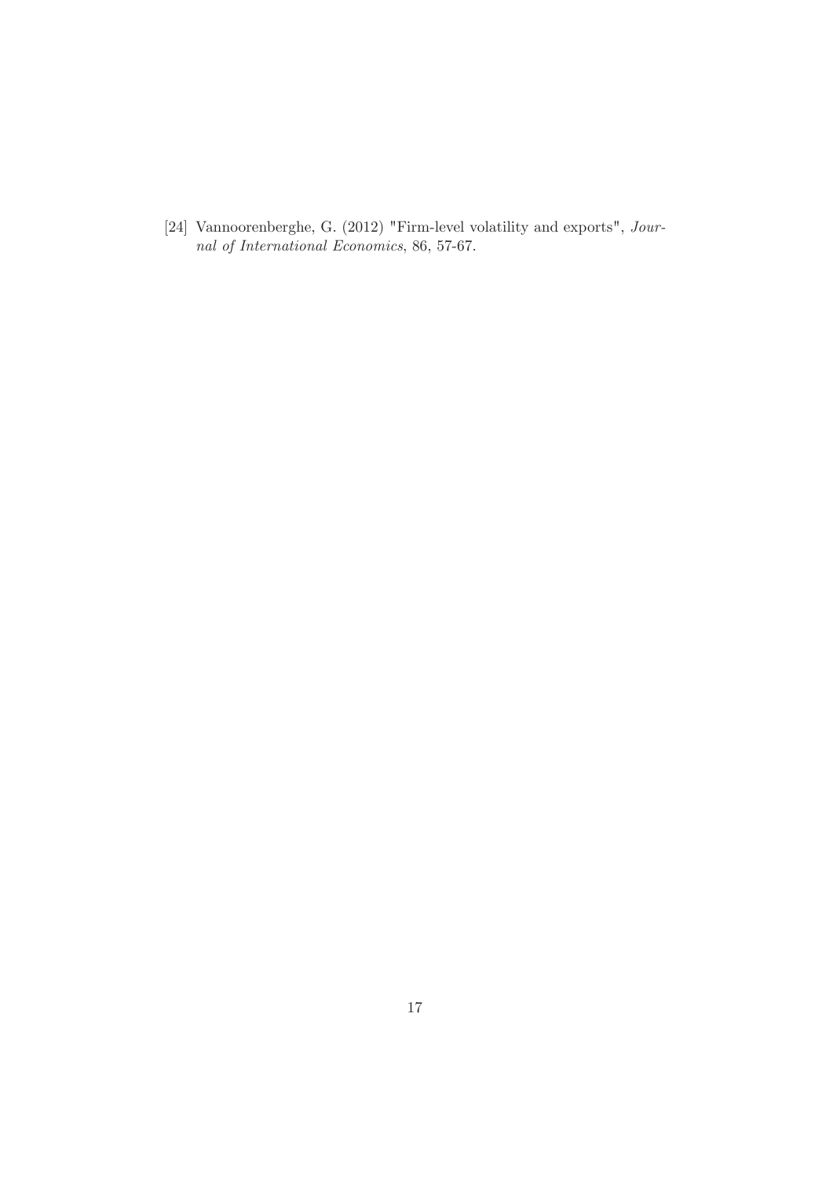[24] Vannoorenberghe, G. (2012) "Firm-level volatility and exports", *Journal of International Economics*, 86, 57-67.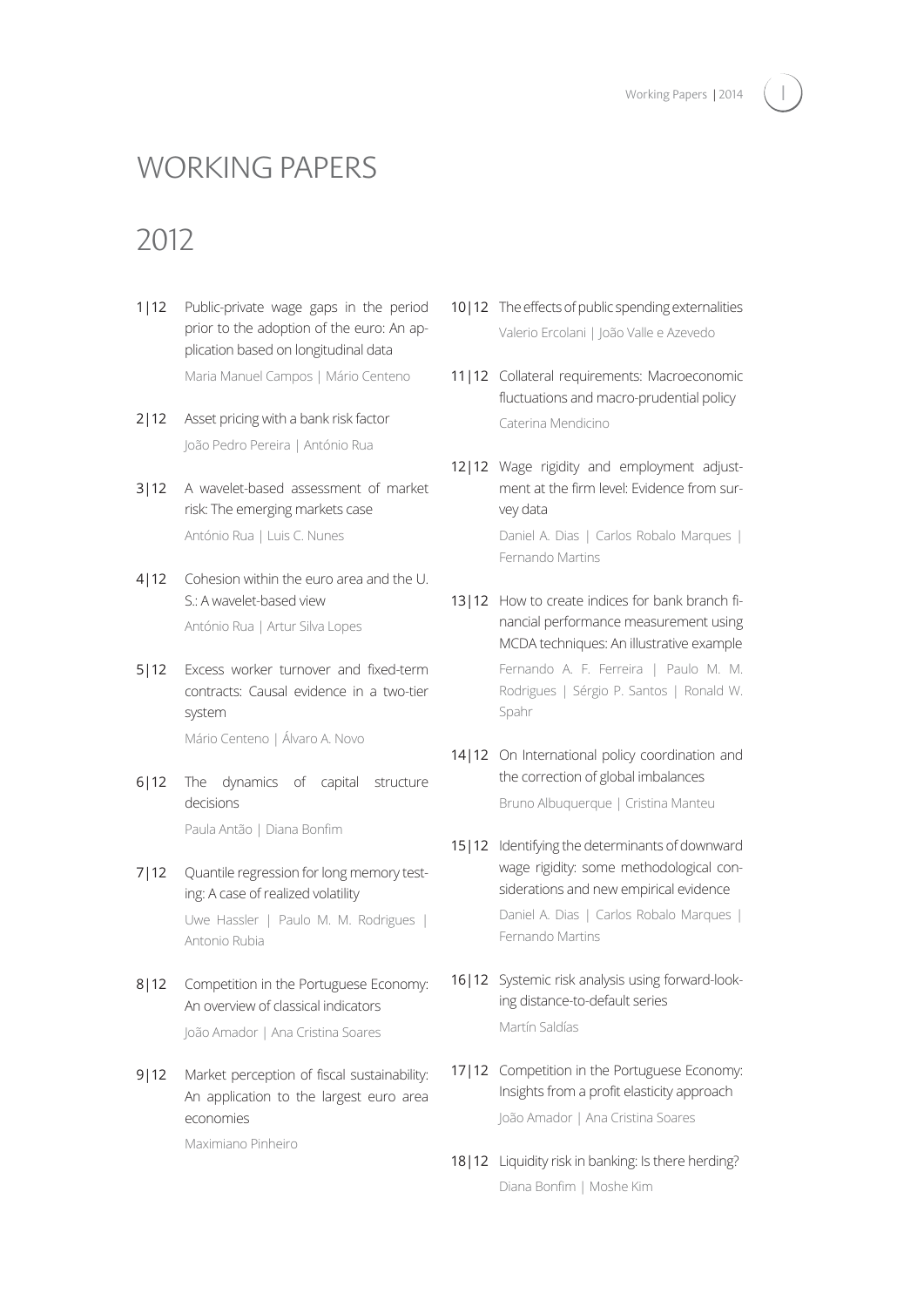# WORKING PAPERS

## 2012

1|12 Public-private wage gaps in the period prior to the adoption of the euro: An application based on longitudinal data
Maria Manuel Campos | Mário Centeno

2|12 Asset pricing with a bank risk factor
João Pedro Pereira | António Rua

3|12 A wavelet-based assessment of market risk: The emerging markets case
António Rua | Luis C. Nunes

4|12 Cohesion within the euro area and the U. S.: A wavelet-based view
António Rua | Artur Silva Lopes

5|12 Excess worker turnover and fixed-term contracts: Causal evidence in a two-tier system
Mário Centeno | Álvaro A. Novo

6|12 The dynamics of capital structure decisions
Paula Antão | Diana Bonfim

7|12 Quantile regression for long memory testing: A case of realized volatility
Uwe Hassler | Paulo M. M. Rodrigues | Antonio Rubia

8|12 Competition in the Portuguese Economy: An overview of classical indicators
João Amador | Ana Cristina Soares

9|12 Market perception of fiscal sustainability: An application to the largest euro area economies
Maximiano Pinheiro

10|12 The effects of public spending externalities
Valerio Ercolani | João Valle e Azevedo

11|12 Collateral requirements: Macroeconomic fluctuations and macro-prudential policy
Caterina Mendicino

12|12 Wage rigidity and employment adjustment at the firm level: Evidence from survey data
Daniel A. Dias | Carlos Robalo Marques | Fernando Martins

13|12 How to create indices for bank branch financial performance measurement using MCDA techniques: An illustrative example
Fernando A. F. Ferreira | Paulo M. M. Rodrigues | Sérgio P. Santos | Ronald W. Spahr

14|12 On International policy coordination and the correction of global imbalances
Bruno Albuquerque | Cristina Manteu

15|12 Identifying the determinants of downward wage rigidity: some methodological considerations and new empirical evidence
Daniel A. Dias | Carlos Robalo Marques | Fernando Martins

16|12 Systemic risk analysis using forward-looking distance-to-default series
Martín Saldías

17|12 Competition in the Portuguese Economy: Insights from a profit elasticity approach
João Amador | Ana Cristina Soares

18|12 Liquidity risk in banking: Is there herding?
Diana Bonfim | Moshe Kim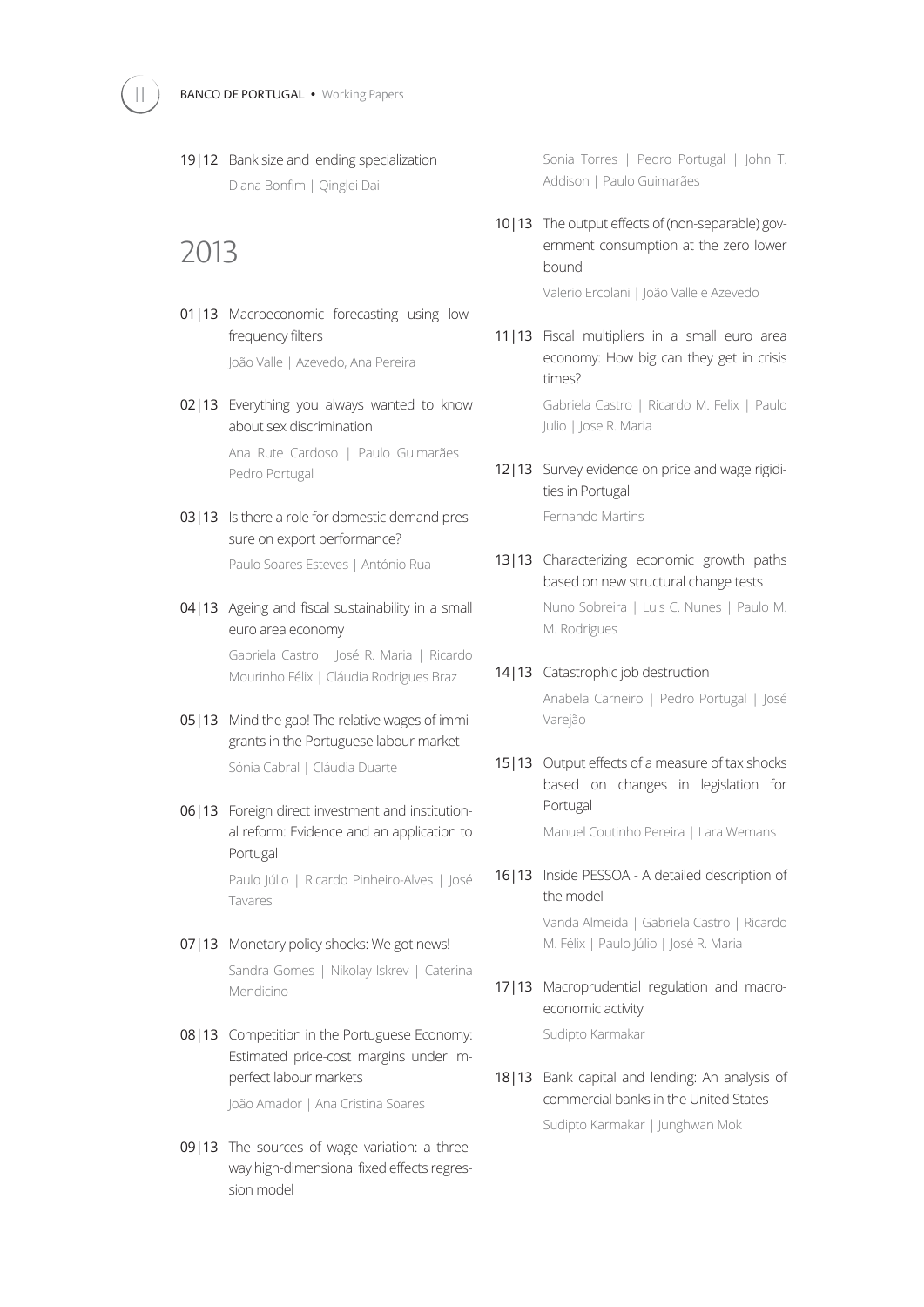19|12 Bank size and lending specialization
Diana Bonfim | Qinglei Dai

## 2013

01|13 Macroeconomic forecasting using low-frequency filters
João Valle | Azevedo, Ana Pereira

02|13 Everything you always wanted to know about sex discrimination
Ana Rute Cardoso | Paulo Guimarães | Pedro Portugal

03|13 Is there a role for domestic demand pressure on export performance?
Paulo Soares Esteves | António Rua

04|13 Ageing and fiscal sustainability in a small euro area economy
Gabriela Castro | José R. Maria | Ricardo Mourinho Félix | Cláudia Rodrigues Braz

05|13 Mind the gap! The relative wages of immigrants in the Portuguese labour market
Sónia Cabral | Cláudia Duarte

06|13 Foreign direct investment and institutional reform: Evidence and an application to Portugal
Paulo Júlio | Ricardo Pinheiro-Alves | José Tavares

07|13 Monetary policy shocks: We got news!
Sandra Gomes | Nikolay Iskrev | Caterina Mendicino

08|13 Competition in the Portuguese Economy: Estimated price-cost margins under imperfect labour markets
João Amador | Ana Cristina Soares

09|13 The sources of wage variation: a three-way high-dimensional fixed effects regression model
Sonia Torres | Pedro Portugal | John T. Addison | Paulo Guimarães

10|13 The output effects of (non-separable) government consumption at the zero lower bound
Valerio Ercolani | João Valle e Azevedo

11|13 Fiscal multipliers in a small euro area economy: How big can they get in crisis times?
Gabriela Castro | Ricardo M. Felix | Paulo Julio | Jose R. Maria

12|13 Survey evidence on price and wage rigidities in Portugal
Fernando Martins

13|13 Characterizing economic growth paths based on new structural change tests
Nuno Sobreira | Luis C. Nunes | Paulo M. M. Rodrigues

14|13 Catastrophic job destruction
Anabela Carneiro | Pedro Portugal | José Varejão

15|13 Output effects of a measure of tax shocks based on changes in legislation for Portugal
Manuel Coutinho Pereira | Lara Wemans

16|13 Inside PESSOA - A detailed description of the model
Vanda Almeida | Gabriela Castro | Ricardo M. Félix | Paulo Júlio | José R. Maria

17|13 Macroprudential regulation and macroeconomic activity
Sudipto Karmakar

18|13 Bank capital and lending: An analysis of commercial banks in the United States
Sudipto Karmakar | Junghwan Mok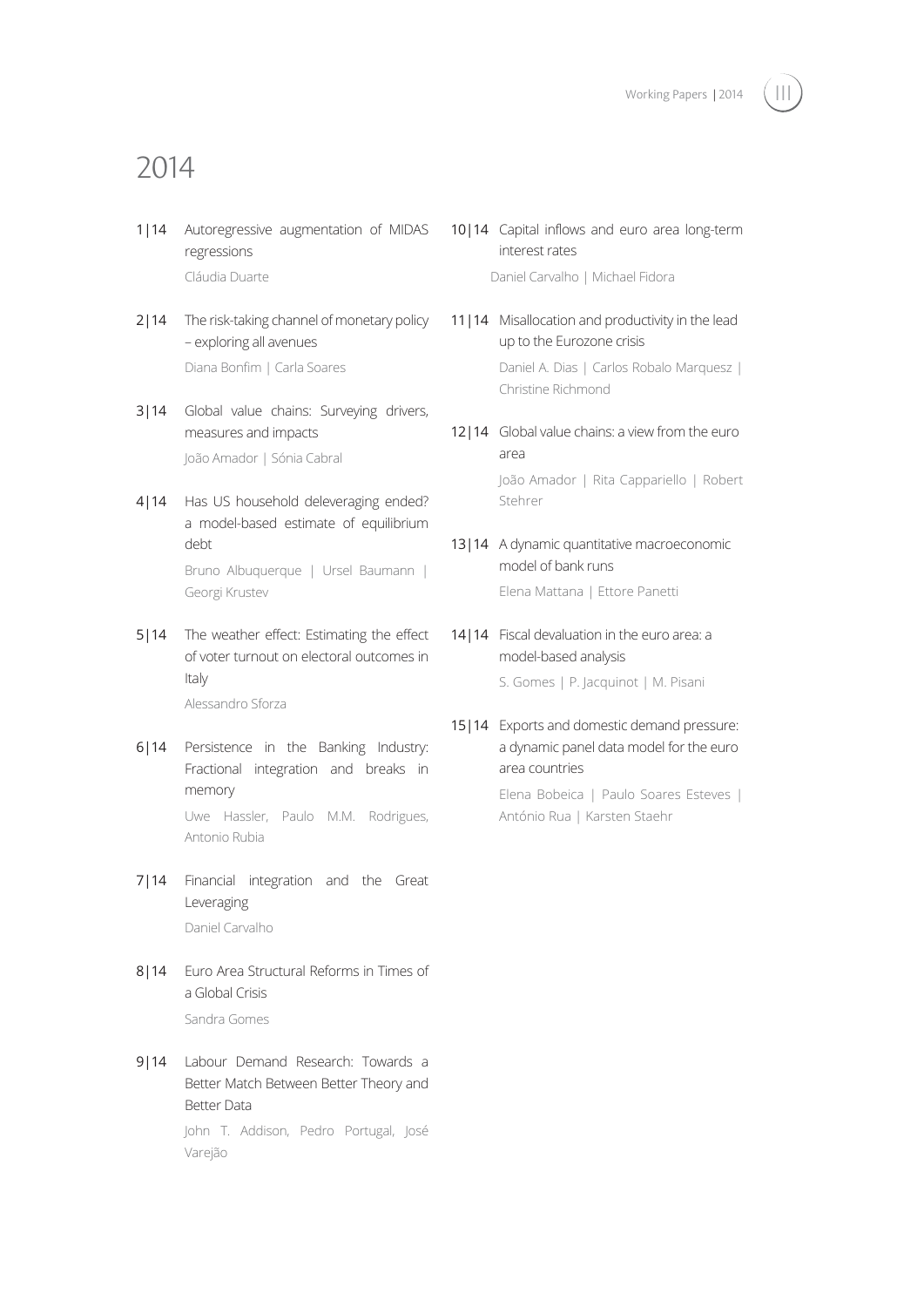# 2014

1|14 Autoregressive augmentation of MIDAS regressions
Cláudia Duarte

2|14 The risk-taking channel of monetary policy – exploring all avenues
Diana Bonfim | Carla Soares

3|14 Global value chains: Surveying drivers, measures and impacts
João Amador | Sónia Cabral

4|14 Has US household deleveraging ended? a model-based estimate of equilibrium debt
Bruno Albuquerque | Ursel Baumann | Georgi Krustev

5|14 The weather effect: Estimating the effect of voter turnout on electoral outcomes in Italy
Alessandro Sforza

6|14 Persistence in the Banking Industry: Fractional integration and breaks in memory
Uwe Hassler, Paulo M.M. Rodrigues, Antonio Rubia

7|14 Financial integration and the Great Leveraging
Daniel Carvalho

8|14 Euro Area Structural Reforms in Times of a Global Crisis
Sandra Gomes

9|14 Labour Demand Research: Towards a Better Match Between Better Theory and Better Data
John T. Addison, Pedro Portugal, José Varejão

10|14 Capital inflows and euro area long-term interest rates
Daniel Carvalho | Michael Fidora

11|14 Misallocation and productivity in the lead up to the Eurozone crisis
Daniel A. Dias | Carlos Robalo Marquesz | Christine Richmond

12|14 Global value chains: a view from the euro area
João Amador | Rita Cappariello | Robert Stehrer

13|14 A dynamic quantitative macroeconomic model of bank runs
Elena Mattana | Ettore Panetti

14|14 Fiscal devaluation in the euro area: a model-based analysis
S. Gomes | P. Jacquinot | M. Pisani

15|14 Exports and domestic demand pressure: a dynamic panel data model for the euro area countries
Elena Bobeica | Paulo Soares Esteves | António Rua | Karsten Staehr